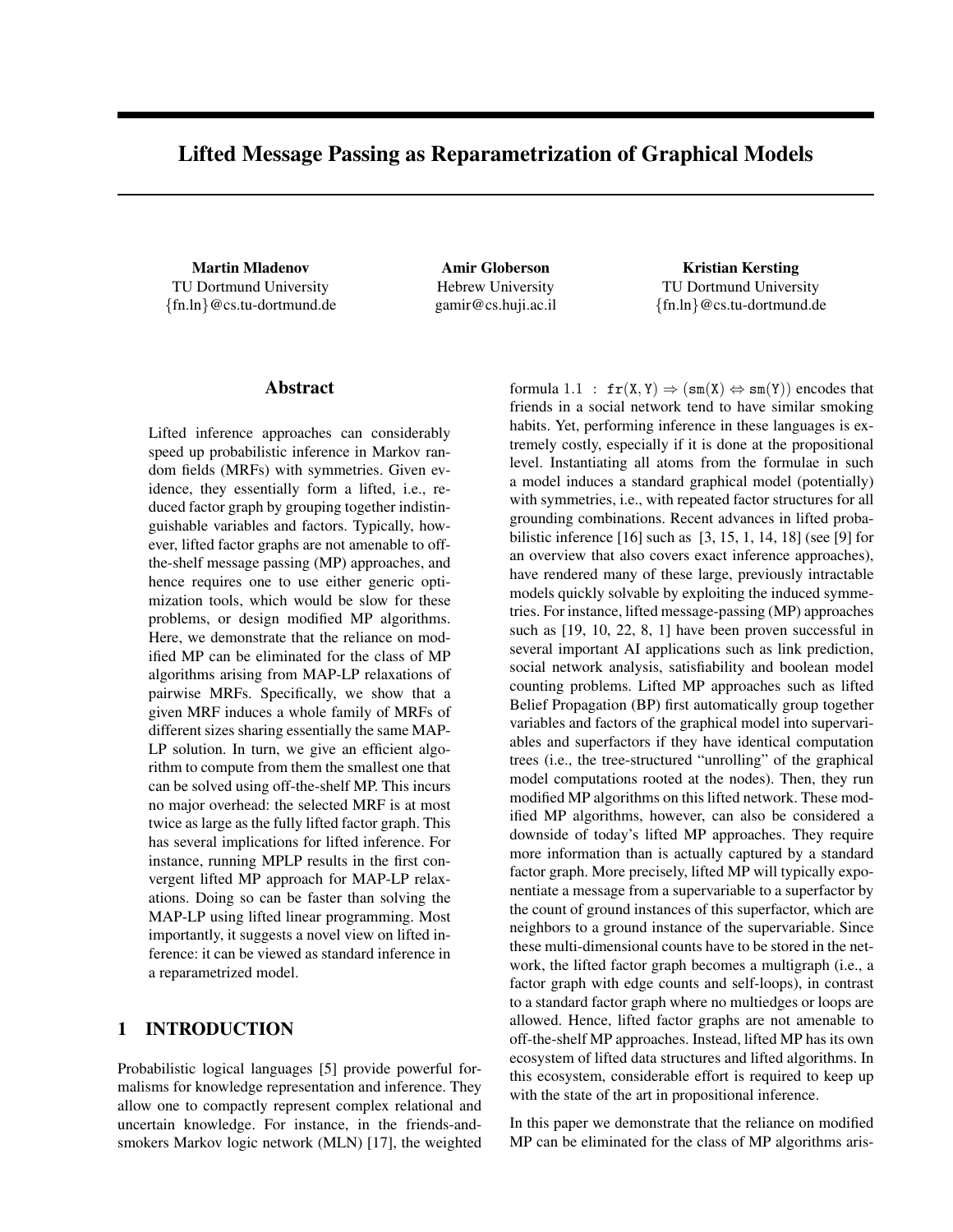# Lifted Message Passing as Reparametrization of Graphical Models

**Martin Mladenov**
TU Dortmund University
{fn.ln}@cs.tu-dortmund.de

**Amir Globerson**
Hebrew University
gamir@cs.huji.ac.il

**Kristian Kersting**
TU Dortmund University
{fn.ln}@cs.tu-dortmund.de

## Abstract

Lifted inference approaches can considerably speed up probabilistic inference in Markov random fields (MRFs) with symmetries. Given evidence, they essentially form a lifted, i.e., reduced factor graph by grouping together indistinguishable variables and factors. Typically, however, lifted factor graphs are not amenable to off-the-shelf message passing (MP) approaches, and hence requires one to use either generic optimization tools, which would be slow for these problems, or design modified MP algorithms. Here, we demonstrate that the reliance on modified MP can be eliminated for the class of MP algorithms arising from MAP-LP relaxations of pairwise MRFs. Specifically, we show that a given MRF induces a whole family of MRFs of different sizes sharing essentially the same MAP-LP solution. In turn, we give an efficient algorithm to compute from them the smallest one that can be solved using off-the-shelf MP. This incurs no major overhead: the selected MRF is at most twice as large as the fully lifted factor graph. This has several implications for lifted inference. For instance, running MPLP results in the first convergent lifted MP approach for MAP-LP relaxations. Doing so can be faster than solving the MAP-LP using lifted linear programming. Most importantly, it suggests a novel view on lifted inference: it can be viewed as standard inference in a reparametrized model.

## 1 INTRODUCTION

Probabilistic logical languages [5] provide powerful formalisms for knowledge representation and inference. They allow one to compactly represent complex relational and uncertain knowledge. For instance, in the friends-and-smokers Markov logic network (MLN) [17], the weighted formula $1.1 : \mathtt{fr}(\mathtt{X},\mathtt{Y}) \Rightarrow (\mathtt{sm}(\mathtt{X}) \Leftrightarrow \mathtt{sm}(\mathtt{Y}))$ encodes that friends in a social network tend to have similar smoking habits. Yet, performing inference in these languages is extremely costly, especially if it is done at the propositional level. Instantiating all atoms from the formulae in such a model induces a standard graphical model (potentially) with symmetries, i.e., with repeated factor structures for all grounding combinations. Recent advances in lifted probabilistic inference [16] such as [3, 15, 1, 14, 18] (see [9] for an overview that also covers exact inference approaches), have rendered many of these large, previously intractable models quickly solvable by exploiting the induced symmetries. For instance, lifted message-passing (MP) approaches such as [19, 10, 22, 8, 1] have been proven successful in several important AI applications such as link prediction, social network analysis, satisfiability and boolean model counting problems. Lifted MP approaches such as lifted Belief Propagation (BP) first automatically group together variables and factors of the graphical model into supervariables and superfactors if they have identical computation trees (i.e., the tree-structured "unrolling" of the graphical model computations rooted at the nodes). Then, they run modified MP algorithms on this lifted network. These modified MP algorithms, however, can also be considered a downside of today's lifted MP approaches. They require more information than is actually captured by a standard factor graph. More precisely, lifted MP will typically exponentiate a message from a supervariable to a superfactor by the count of ground instances of this superfactor, which are neighbors to a ground instance of the supervariable. Since these multi-dimensional counts have to be stored in the network, the lifted factor graph becomes a multigraph (i.e., a factor graph with edge counts and self-loops), in contrast to a standard factor graph where no multiedges or loops are allowed. Hence, lifted factor graphs are not amenable to off-the-shelf MP approaches. Instead, lifted MP has its own ecosystem of lifted data structures and lifted algorithms. In this ecosystem, considerable effort is required to keep up with the state of the art in propositional inference.

In this paper we demonstrate that the reliance on modified MP can be eliminated for the class of MP algorithms aris-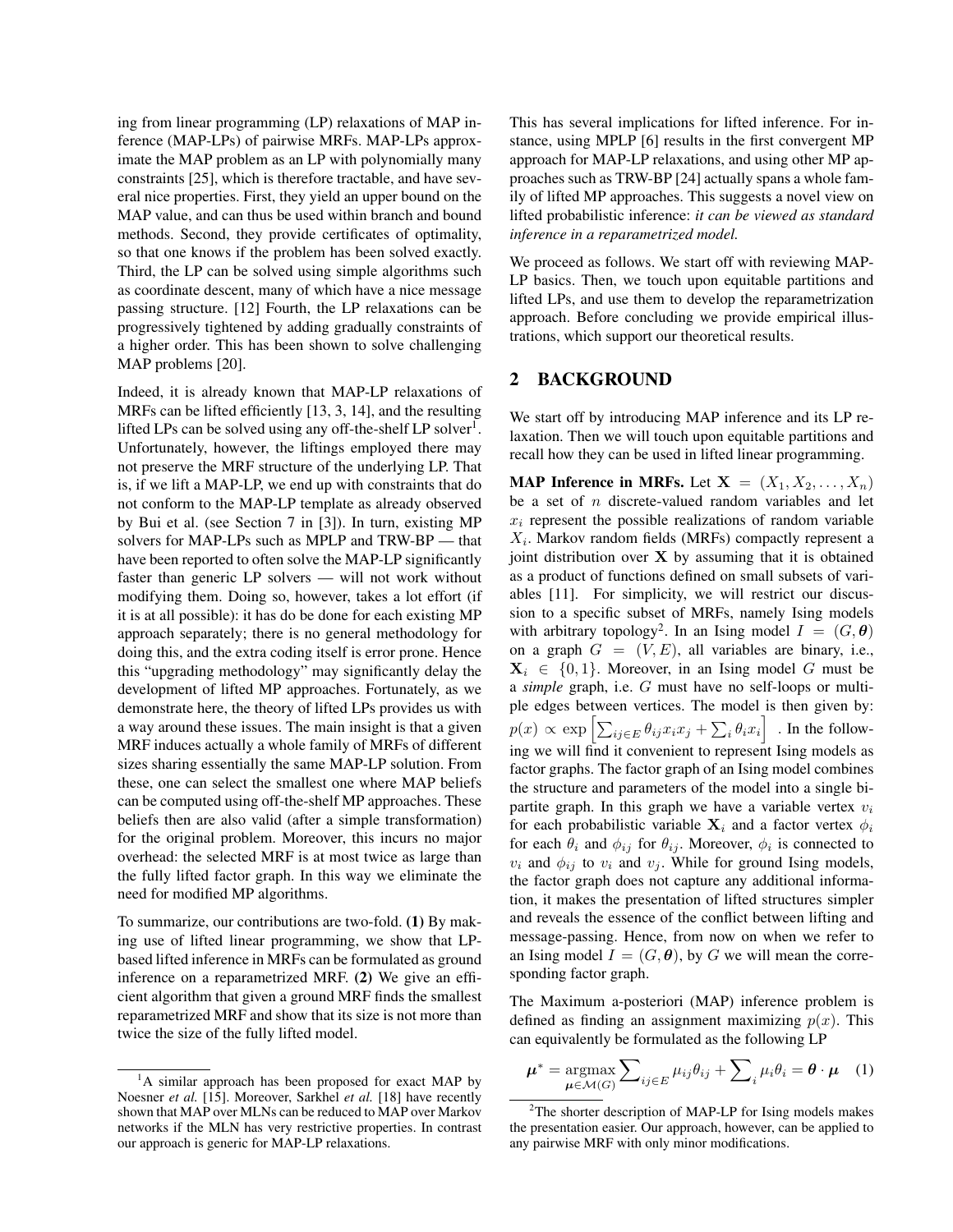ing from linear programming (LP) relaxations of MAP inference (MAP-LPs) of pairwise MRFs. MAP-LPs approximate the MAP problem as an LP with polynomially many constraints [25], which is therefore tractable, and have several nice properties. First, they yield an upper bound on the MAP value, and can thus be used within branch and bound methods. Second, they provide certificates of optimality, so that one knows if the problem has been solved exactly. Third, the LP can be solved using simple algorithms such as coordinate descent, many of which have a nice message passing structure. [12] Fourth, the LP relaxations can be progressively tightened by adding gradually constraints of a higher order. This has been shown to solve challenging MAP problems [20].

Indeed, it is already known that MAP-LP relaxations of MRFs can be lifted efficiently [13, 3, 14], and the resulting lifted LPs can be solved using any off-the-shelf LP solver[1]. Unfortunately, however, the liftings employed there may not preserve the MRF structure of the underlying LP. That is, if we lift a MAP-LP, we end up with constraints that do not conform to the MAP-LP template as already observed by Bui et al. (see Section 7 in [3]). In turn, existing MP solvers for MAP-LPs such as MPLP and TRW-BP — that have been reported to often solve the MAP-LP significantly faster than generic LP solvers — will not work without modifying them. Doing so, however, takes a lot effort (if it is at all possible): it has do be done for each existing MP approach separately; there is no general methodology for doing this, and the extra coding itself is error prone. Hence this "upgrading methodology" may significantly delay the development of lifted MP approaches. Fortunately, as we demonstrate here, the theory of lifted LPs provides us with a way around these issues. The main insight is that a given MRF induces actually a whole family of MRFs of different sizes sharing essentially the same MAP-LP solution. From these, one can select the smallest one where MAP beliefs can be computed using off-the-shelf MP approaches. These beliefs then are also valid (after a simple transformation) for the original problem. Moreover, this incurs no major overhead: the selected MRF is at most twice as large than the fully lifted factor graph. In this way we eliminate the need for modified MP algorithms.

To summarize, our contributions are two-fold. **(1)** By making use of lifted linear programming, we show that LP-based lifted inference in MRFs can be formulated as ground inference on a reparametrized MRF. **(2)** We give an efficient algorithm that given a ground MRF finds the smallest reparametrized MRF and show that its size is not more than twice the size of the fully lifted model.

[1] A similar approach has been proposed for exact MAP by Noesner *et al.* [15]. Moreover, Sarkhel *et al.* [18] have recently shown that MAP over MLNs can be reduced to MAP over Markov networks if the MLN has very restrictive properties. In contrast our approach is generic for MAP-LP relaxations.

This has several implications for lifted inference. For instance, using MPLP [6] results in the first convergent MP approach for MAP-LP relaxations, and using other MP approaches such as TRW-BP [24] actually spans a whole family of lifted MP approaches. This suggests a novel view on lifted probabilistic inference: *it can be viewed as standard inference in a reparametrized model.*

We proceed as follows. We start off with reviewing MAP-LP basics. Then, we touch upon equitable partitions and lifted LPs, and use them to develop the reparametrization approach. Before concluding we provide empirical illustrations, which support our theoretical results.

## 2 BACKGROUND

We start off by introducing MAP inference and its LP relaxation. Then we will touch upon equitable partitions and recall how they can be used in lifted linear programming.

**MAP Inference in MRFs.** Let $\mathbf{X} = (X_1, X_2, \ldots, X_n)$ be a set of $n$ discrete-valued random variables and let $x_i$ represent the possible realizations of random variable $X_i$. Markov random fields (MRFs) compactly represent a joint distribution over $\mathbf{X}$ by assuming that it is obtained as a product of functions defined on small subsets of variables [11]. For simplicity, we will restrict our discussion to a specific subset of MRFs, namely Ising models with arbitrary topology[2]. In an Ising model $I = (G, \boldsymbol{\theta})$ on a graph $G = (V, E)$, all variables are binary, i.e., $\mathbf{X}_i \in \{0, 1\}$. Moreover, in an Ising model $G$ must be a *simple* graph, i.e. $G$ must have no self-loops or multiple edges between vertices. The model is then given by: $p(x) \propto \exp\left[\sum_{ij \in E} \theta_{ij} x_i x_j + \sum_i \theta_i x_i\right]$. In the following we will find it convenient to represent Ising models as factor graphs. The factor graph of an Ising model combines the structure and parameters of the model into a single bipartite graph. In this graph we have a variable vertex $v_i$ for each probabilistic variable $\mathbf{X}_i$ and a factor vertex $\phi_i$ for each $\theta_i$ and $\phi_{ij}$ for $\theta_{ij}$. Moreover, $\phi_i$ is connected to $v_i$ and $\phi_{ij}$ to $v_i$ and $v_j$. While for ground Ising models, the factor graph does not capture any additional information, it makes the presentation of lifted structures simpler and reveals the essence of the conflict between lifting and message-passing. Hence, from now on when we refer to an Ising model $I = (G, \boldsymbol{\theta})$, by $G$ we will mean the corresponding factor graph.

The Maximum a-posteriori (MAP) inference problem is defined as finding an assignment maximizing $p(x)$. This can equivalently be formulated as the following LP

$$\boldsymbol{\mu}^* = \underset{\boldsymbol{\mu} \in \mathcal{M}(G)}{\operatorname{argmax}} \sum_{ij \in E} \mu_{ij} \theta_{ij} + \sum_i \mu_i \theta_i = \boldsymbol{\theta} \cdot \boldsymbol{\mu} \quad (1)$$

[2] The shorter description of MAP-LP for Ising models makes the presentation easier. Our approach, however, can be applied to any pairwise MRF with only minor modifications.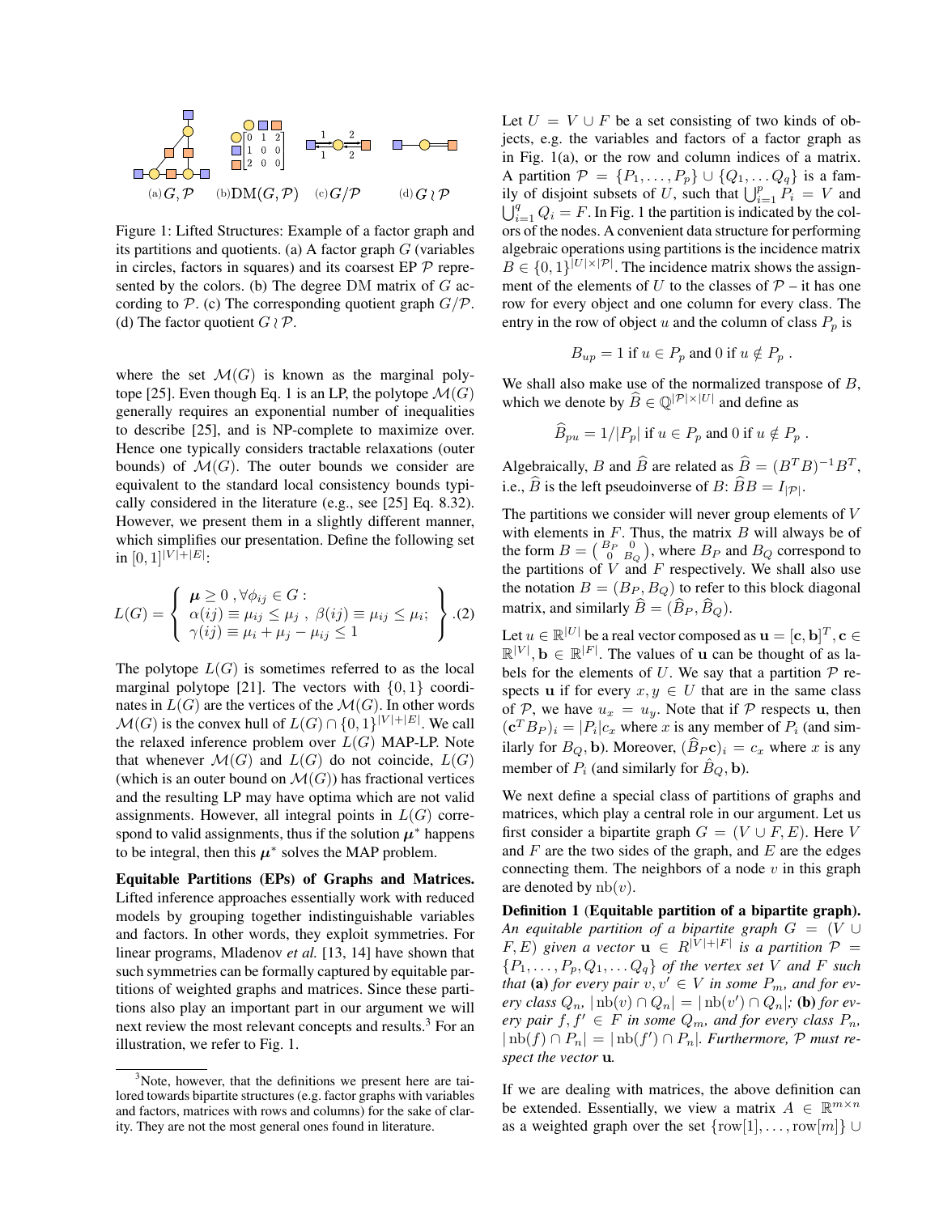Figure 1: Lifted Structures: Example of a factor graph and its partitions and quotients. (a) A factor graph $G$ (variables in circles, factors in squares) and its coarsest EP $\mathcal{P}$ represented by the colors. (b) The degree DM matrix of $G$ according to $\mathcal{P}$. (c) The corresponding quotient graph $G/\mathcal{P}$. (d) The factor quotient $G \wr \mathcal{P}$.

where the set $\mathcal{M}(G)$ is known as the marginal polytope [25]. Even though Eq. 1 is an LP, the polytope $\mathcal{M}(G)$ generally requires an exponential number of inequalities to describe [25], and is NP-complete to maximize over. Hence one typically considers tractable relaxations (outer bounds) of $\mathcal{M}(G)$. The outer bounds we consider are equivalent to the standard local consistency bounds typically considered in the literature (e.g., see [25] Eq. 8.32). However, we present them in a slightly different manner, which simplifies our presentation. Define the following set in $[0,1]^{|V|+|E|}$:

$$L(G) = \left\{ \begin{array}{l} \boldsymbol{\mu} \geq 0 \ , \forall \phi_{ij} \in G: \\ \alpha(ij) \equiv \mu_{ij} \leq \mu_j \ , \ \beta(ij) \equiv \mu_{ij} \leq \mu_i; \\ \gamma(ij) \equiv \mu_i + \mu_j - \mu_{ij} \leq 1 \end{array} \right\}. \quad (2)$$

The polytope $L(G)$ is sometimes referred to as the local marginal polytope [21]. The vectors with $\{0,1\}$ coordinates in $L(G)$ are the vertices of the $\mathcal{M}(G)$. In other words $\mathcal{M}(G)$ is the convex hull of $L(G) \cap \{0,1\}^{|V|+|E|}$. We call the relaxed inference problem over $L(G)$ MAP-LP. Note that whenever $\mathcal{M}(G)$ and $L(G)$ do not coincide, $L(G)$ (which is an outer bound on $\mathcal{M}(G)$) has fractional vertices and the resulting LP may have optima which are not valid assignments. However, all integral points in $L(G)$ correspond to valid assignments, thus if the solution $\boldsymbol{\mu}^*$ happens to be integral, then this $\boldsymbol{\mu}^*$ solves the MAP problem.

**Equitable Partitions (EPs) of Graphs and Matrices.** Lifted inference approaches essentially work with reduced models by grouping together indistinguishable variables and factors. In other words, they exploit symmetries. For linear programs, Mladenov *et al.* [13, 14] have shown that such symmetries can be formally captured by equitable partitions of weighted graphs and matrices. Since these partitions also play an important part in our argument we will next review the most relevant concepts and results.[3] For an illustration, we refer to Fig. 1.

[3]Note, however, that the definitions we present here are tailored towards bipartite structures (e.g. factor graphs with variables and factors, matrices with rows and columns) for the sake of clarity. They are not the most general ones found in literature.

Let $U = V \cup F$ be a set consisting of two kinds of objects, e.g. the variables and factors of a factor graph as in Fig. 1(a), or the row and column indices of a matrix. A partition $\mathcal{P} = \{P_1, \ldots, P_p\} \cup \{Q_1, \ldots Q_q\}$ is a family of disjoint subsets of $U$, such that $\bigcup_{i=1}^p P_i = V$ and $\bigcup_{i=1}^q Q_i = F$. In Fig. 1 the partition is indicated by the colors of the nodes. A convenient data structure for performing algebraic operations using partitions is the incidence matrix $B \in \{0,1\}^{|U|\times|\mathcal{P}|}$. The incidence matrix shows the assignment of the elements of $U$ to the classes of $\mathcal{P}$ – it has one row for every object and one column for every class. The entry in the row of object $u$ and the column of class $P_p$ is

$$B_{up} = 1 \text{ if } u \in P_p \text{ and } 0 \text{ if } u \notin P_p \ .$$

We shall also make use of the normalized transpose of $B$, which we denote by $\widehat{B} \in \mathbb{Q}^{|\mathcal{P}|\times|U|}$ and define as

$$\widehat{B}_{pu} = 1/|P_p| \text{ if } u \in P_p \text{ and } 0 \text{ if } u \notin P_p \ .$$

Algebraically, $B$ and $\widehat{B}$ are related as $\widehat{B} = (B^T B)^{-1} B^T$, i.e., $\widehat{B}$ is the left pseudoinverse of $B$: $\widehat{B}B = I_{|\mathcal{P}|}$.

The partitions we consider will never group elements of $V$ with elements in $F$. Thus, the matrix $B$ will always be of the form $B = \left(\begin{smallmatrix} B_P & 0 \\ 0 & B_Q \end{smallmatrix}\right)$, where $B_P$ and $B_Q$ correspond to the partitions of $V$ and $F$ respectively. We shall also use the notation $B = (B_P, B_Q)$ to refer to this block diagonal matrix, and similarly $\widehat{B} = (\widehat{B}_P, \widehat{B}_Q)$.

Let $u \in \mathbb{R}^{|U|}$ be a real vector composed as $\mathbf{u} = [\mathbf{c}, \mathbf{b}]^T, \mathbf{c} \in \mathbb{R}^{|V|}, \mathbf{b} \in \mathbb{R}^{|F|}$. The values of $\mathbf{u}$ can be thought of as labels for the elements of $U$. We say that a partition $\mathcal{P}$ respects $\mathbf{u}$ if for every $x, y \in U$ that are in the same class of $\mathcal{P}$, we have $u_x = u_y$. Note that if $\mathcal{P}$ respects $\mathbf{u}$, then $(\mathbf{c}^T B_P)_i = |P_i| c_x$ where $x$ is any member of $P_i$ (and similarly for $B_Q, \mathbf{b}$). Moreover, $(\widehat{B}_P \mathbf{c})_i = c_x$ where $x$ is any member of $P_i$ (and similarly for $\hat{B}_Q, \mathbf{b}$).

We next define a special class of partitions of graphs and matrices, which play a central role in our argument. Let us first consider a bipartite graph $G = (V \cup F, E)$. Here $V$ and $F$ are the two sides of the graph, and $E$ are the edges connecting them. The neighbors of a node $v$ in this graph are denoted by $\mathrm{nb}(v)$.

**Definition 1** (**Equitable partition of a bipartite graph).** *An equitable partition of a bipartite graph $G = (V \cup F, E)$ given a vector $\mathbf{u} \in R^{|V|+|F|}$ is a partition $\mathcal{P} = \{P_1, \ldots, P_p, Q_1, \ldots Q_q\}$ of the vertex set $V$ and $F$ such that* **(a)** *for every pair $v, v' \in V$ in some $P_m$, and for every class $Q_n$, $|\mathrm{nb}(v) \cap Q_n| = |\mathrm{nb}(v') \cap Q_n|$;* **(b)** *for every pair $f, f' \in F$ in some $Q_m$, and for every class $P_n$, $|\mathrm{nb}(f) \cap P_n| = |\mathrm{nb}(f') \cap P_n|$. Furthermore, $\mathcal{P}$ must respect the vector* $\mathbf{u}$*.*

If we are dealing with matrices, the above definition can be extended. Essentially, we view a matrix $A \in \mathbb{R}^{m\times n}$ as a weighted graph over the set $\{\mathrm{row}[1], \ldots, \mathrm{row}[m]\} \cup$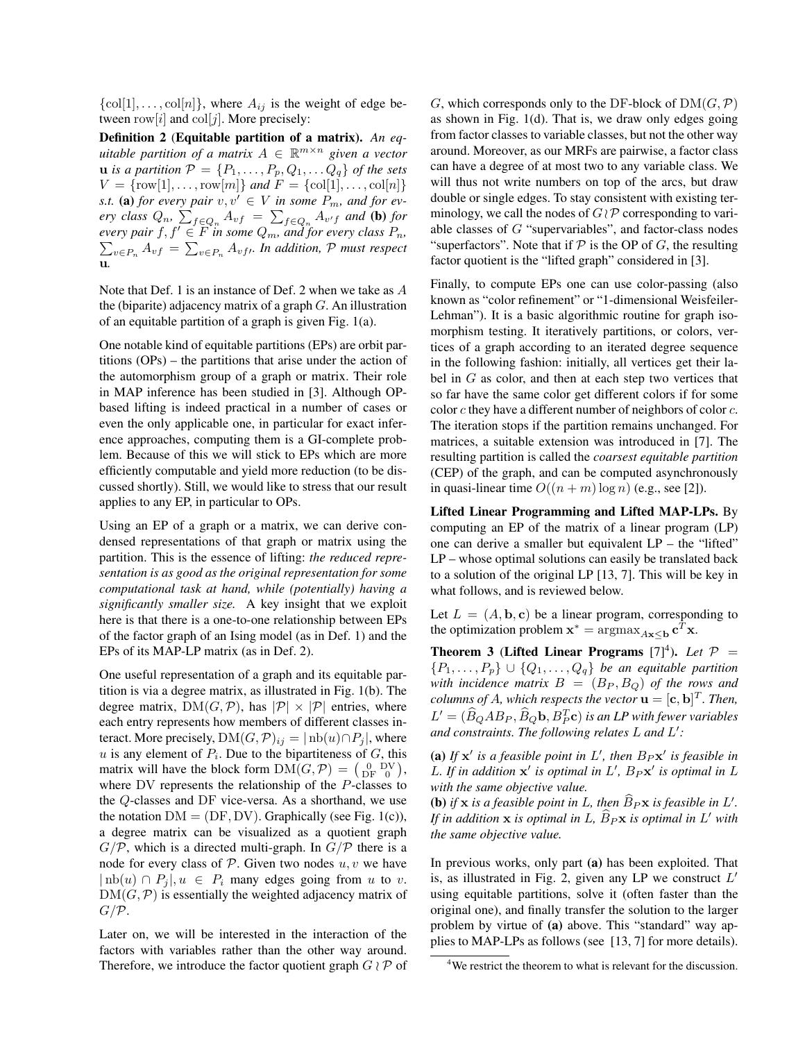$\{\text{col}[1], \ldots, \text{col}[n]\}$, where $A_{ij}$ is the weight of edge between $\text{row}[i]$ and $\text{col}[j]$. More precisely:

**Definition 2** (**Equitable partition of a matrix).** *An equitable partition of a matrix $A \in \mathbb{R}^{m \times n}$ given a vector $\mathbf{u}$ is a partition $\mathcal{P} = \{P_1, \ldots, P_p, Q_1, \ldots Q_q\}$ of the sets $V = \{\text{row}[1], \ldots, \text{row}[m]\}$ and $F = \{\text{col}[1], \ldots, \text{col}[n]\}$ s.t.* **(a)** *for every pair $v, v' \in V$ in some $P_m$, and for every class $Q_n$, $\sum_{f \in Q_n} A_{vf} = \sum_{f \in Q_n} A_{v'f}$ and* **(b)** *for every pair $f, f' \in F$ in some $Q_m$, and for every class $P_n$, $\sum_{v \in P_n} A_{vf} = \sum_{v \in P_n} A_{vf'}$. In addition, $\mathcal{P}$ must respect $\mathbf{u}$.*

Note that Def. 1 is an instance of Def. 2 when we take as $A$ the (biparite) adjacency matrix of a graph $G$. An illustration of an equitable partition of a graph is given Fig. 1(a).

One notable kind of equitable partitions (EPs) are orbit partitions (OPs) – the partitions that arise under the action of the automorphism group of a graph or matrix. Their role in MAP inference has been studied in [3]. Although OP-based lifting is indeed practical in a number of cases or even the only applicable one, in particular for exact inference approaches, computing them is a GI-complete problem. Because of this we will stick to EPs which are more efficiently computable and yield more reduction (to be discussed shortly). Still, we would like to stress that our result applies to any EP, in particular to OPs.

Using an EP of a graph or a matrix, we can derive condensed representations of that graph or matrix using the partition. This is the essence of lifting: *the reduced representation is as good as the original representation for some computational task at hand, while (potentially) having a significantly smaller size.* A key insight that we exploit here is that there is a one-to-one relationship between EPs of the factor graph of an Ising model (as in Def. 1) and the EPs of its MAP-LP matrix (as in Def. 2).

One useful representation of a graph and its equitable partition is via a degree matrix, as illustrated in Fig. 1(b). The degree matrix, $\text{DM}(G, \mathcal{P})$, has $|\mathcal{P}| \times |\mathcal{P}|$ entries, where each entry represents how members of different classes interact. More precisely, $\text{DM}(G, \mathcal{P})_{ij} = |\,\text{nb}(u) \cap P_j|$, where $u$ is any element of $P_i$. Due to the bipartiteness of $G$, this matrix will have the block form $\text{DM}(G, \mathcal{P}) = \left(\begin{smallmatrix} 0 & \text{DV} \\ \text{DF} & 0 \end{smallmatrix}\right)$, where DV represents the relationship of the $P$-classes to the $Q$-classes and DF vice-versa. As a shorthand, we use the notation $\text{DM} = (\text{DF}, \text{DV})$. Graphically (see Fig. 1(c)), a degree matrix can be visualized as a quotient graph $G/\mathcal{P}$, which is a directed multi-graph. In $G/\mathcal{P}$ there is a node for every class of $\mathcal{P}$. Given two nodes $u, v$ we have $|\,\text{nb}(u) \cap P_j|, u \in P_i$ many edges going from $u$ to $v$. $\text{DM}(G, \mathcal{P})$ is essentially the weighted adjacency matrix of $G/\mathcal{P}$.

Later on, we will be interested in the interaction of the factors with variables rather than the other way around. Therefore, we introduce the factor quotient graph $G \wr \mathcal{P}$ of $G$, which corresponds only to the DF-block of $\text{DM}(G, \mathcal{P})$ as shown in Fig. 1(d). That is, we draw only edges going from factor classes to variable classes, but not the other way around. Moreover, as our MRFs are pairwise, a factor class can have a degree of at most two to any variable class. We will thus not write numbers on top of the arcs, but draw double or single edges. To stay consistent with existing terminology, we call the nodes of $G \wr \mathcal{P}$ corresponding to variable classes of $G$ "supervariables", and factor-class nodes "superfactors". Note that if $\mathcal{P}$ is the OP of $G$, the resulting factor quotient is the "lifted graph" considered in [3].

Finally, to compute EPs one can use color-passing (also known as "color refinement" or "1-dimensional Weisfeiler-Lehman"). It is a basic algorithmic routine for graph isomorphism testing. It iteratively partitions, or colors, vertices of a graph according to an iterated degree sequence in the following fashion: initially, all vertices get their label in $G$ as color, and then at each step two vertices that so far have the same color get different colors if for some color $c$ they have a different number of neighbors of color $c$. The iteration stops if the partition remains unchanged. For matrices, a suitable extension was introduced in [7]. The resulting partition is called the *coarsest equitable partition* (CEP) of the graph, and can be computed asynchronously in quasi-linear time $O((n + m) \log n)$ (e.g., see [2]).

**Lifted Linear Programming and Lifted MAP-LPs.** By computing an EP of the matrix of a linear program (LP) one can derive a smaller but equivalent LP – the "lifted" LP – whose optimal solutions can easily be translated back to a solution of the original LP [13, 7]. This will be key in what follows, and is reviewed below.

Let $L = (A, \mathbf{b}, \mathbf{c})$ be a linear program, corresponding to the optimization problem $\mathbf{x}^* = \text{argmax}_{A\mathbf{x} \leq \mathbf{b}}\, \mathbf{c}^T \mathbf{x}$.

**Theorem 3** (**Lifted Linear Programs** [7][4]). *Let $\mathcal{P} = \{P_1, \ldots, P_p\} \cup \{Q_1, \ldots, Q_q\}$ be an equitable partition with incidence matrix $B = (B_P, B_Q)$ of the rows and columns of $A$, which respects the vector $\mathbf{u} = [\mathbf{c}, \mathbf{b}]^T$. Then, $L' = (\widehat{B}_Q A B_P, \widehat{B}_Q \mathbf{b}, B_P^T \mathbf{c})$ is an LP with fewer variables and constraints. The following relates $L$ and $L'$:*

**(a)** *If $\mathbf{x}'$ is a feasible point in $L'$, then $B_P \mathbf{x}'$ is feasible in $L$. If in addition $\mathbf{x}'$ is optimal in $L'$, $B_P \mathbf{x}'$ is optimal in $L$ with the same objective value.*

**(b)** *if $\mathbf{x}$ is a feasible point in $L$, then $\widehat{B}_P \mathbf{x}$ is feasible in $L'$. If in addition $\mathbf{x}$ is optimal in $L$, $\widehat{B}_P \mathbf{x}$ is optimal in $L'$ with the same objective value.*

In previous works, only part **(a)** has been exploited. That is, as illustrated in Fig. 2, given any LP we construct $L'$ using equitable partitions, solve it (often faster than the original one), and finally transfer the solution to the larger problem by virtue of **(a)** above. This "standard" way applies to MAP-LPs as follows (see [13, 7] for more details).

[4] We restrict the theorem to what is relevant for the discussion.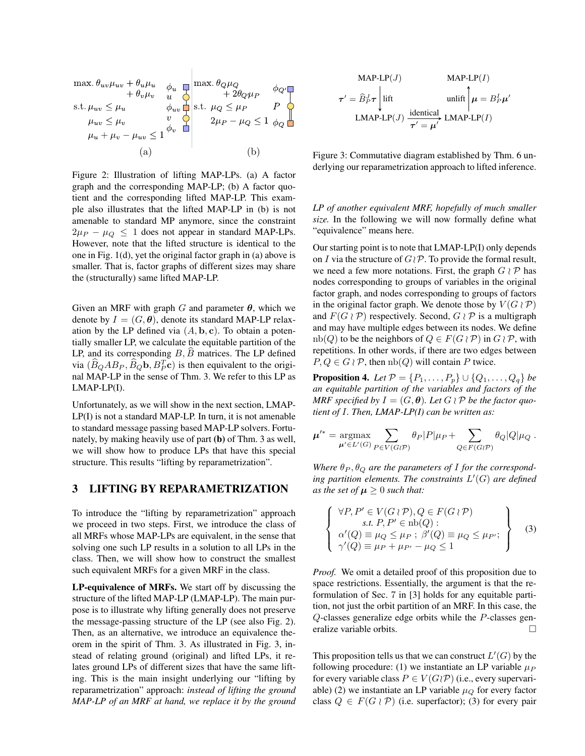$$\max.\ \theta_{uv}\mu_{uv} + \theta_u\mu_u + \theta_v\mu_v$$
$$\text{s.t. } \mu_{uv} \leq \mu_u$$
$$\mu_{uv} \leq \mu_v$$
$$\mu_u + \mu_v - \mu_{uv} \leq 1$$

(a)

$$\max.\ \theta_Q\mu_Q + 2\theta_Q\mu_P$$
$$\text{s.t. } \mu_Q \leq \mu_P$$
$$2\mu_P - \mu_Q \leq 1$$

(b)

Figure 2: Illustration of lifting MAP-LPs. (a) A factor graph and the corresponding MAP-LP; (b) A factor quotient and the corresponding lifted MAP-LP. This example also illustrates that the lifted MAP-LP in (b) is not amenable to standard MP anymore, since the constraint $2\mu_P - \mu_Q \leq 1$ does not appear in standard MAP-LPs. However, note that the lifted structure is identical to the one in Fig. 1(d), yet the original factor graph in (a) above is smaller. That is, factor graphs of different sizes may share the (structurally) same lifted MAP-LP.

Given an MRF with graph $G$ and parameter $\boldsymbol{\theta}$, which we denote by $I = (G, \boldsymbol{\theta})$, denote its standard MAP-LP relaxation by the LP defined via $(A, \mathbf{b}, \mathbf{c})$. To obtain a potentially smaller LP, we calculate the equitable partition of the LP, and its corresponding $B, \widehat{B}$ matrices. The LP defined via $(\widehat{B}_Q A B_P, \widehat{B}_Q \mathbf{b}, B_P^T \mathbf{c})$ is then equivalent to the original MAP-LP in the sense of Thm. 3. We refer to this LP as LMAP-LP(I).

Unfortunately, as we will show in the next section, LMAP-LP(I) is not a standard MAP-LP. In turn, it is not amenable to standard message passing based MAP-LP solvers. Fortunately, by making heavily use of part **(b)** of Thm. 3 as well, we will show how to produce LPs that have this special structure. This results "lifting by reparametrization".

# 3 LIFTING BY REPARAMETRIZATION

To introduce the "lifting by reparametrization" approach we proceed in two steps. First, we introduce the class of all MRFs whose MAP-LPs are equivalent, in the sense that solving one such LP results in a solution to all LPs in the class. Then, we will show how to construct the smallest such equivalent MRFs for a given MRF in the class.

**LP-equivalence of MRFs.** We start off by discussing the structure of the lifted MAP-LP (LMAP-LP). The main purpose is to illustrate why lifting generally does not preserve the message-passing structure of the LP (see also Fig. 2). Then, as an alternative, we introduce an equivalence theorem in the spirit of Thm. 3. As illustrated in Fig. 3, instead of relating ground (original) and lifted LPs, it relates ground LPs of different sizes that have the same lifting. This is the main insight underlying our "lifting by reparametrization" approach: *instead of lifting the ground MAP-LP of an MRF at hand, we replace it by the ground LP of another equivalent MRF, hopefully of much smaller size.* In the following we will now formally define what "equivalence" means here.

MAP-LP($J$) $\xrightarrow{\text{lift}}$ LMAP-LP($J$) with $\boldsymbol{\tau}' = \widehat{B}_P^J \boldsymbol{\tau}$; LMAP-LP($J$) $\xrightarrow[\boldsymbol{\tau}' = \boldsymbol{\mu}']{\text{identical}}$ LMAP-LP($I$); LMAP-LP($I$) $\xrightarrow{\text{unlift}}$ MAP-LP($I$) with $\boldsymbol{\mu} = B_P^I \boldsymbol{\mu}'$

Figure 3: Commutative diagram established by Thm. 6 underlying our reparametrization approach to lifted inference.

Our starting point is to note that LMAP-LP(I) only depends on $I$ via the structure of $G \wr \mathcal{P}$. To provide the formal result, we need a few more notations. First, the graph $G \wr \mathcal{P}$ has nodes corresponding to groups of variables in the original factor graph, and nodes corresponding to groups of factors in the original factor graph. We denote those by $V(G \wr \mathcal{P})$ and $F(G \wr \mathcal{P})$ respectively. Second, $G \wr \mathcal{P}$ is a multigraph and may have multiple edges between its nodes. We define $\mathrm{nb}(Q)$ to be the neighbors of $Q \in F(G \wr \mathcal{P})$ in $G \wr \mathcal{P}$, with repetitions. In other words, if there are two edges between $P, Q \in G \wr \mathcal{P}$, then $\mathrm{nb}(Q)$ will contain $P$ twice.

**Proposition 4.** *Let $\mathcal{P} = \{P_1, \ldots, P_p\} \cup \{Q_1, \ldots, Q_q\}$ be an equitable partition of the variables and factors of the MRF specified by $I = (G, \boldsymbol{\theta})$. Let $G \wr \mathcal{P}$ be the factor quotient of $I$. Then, LMAP-LP(I) can be written as:*

$$\boldsymbol{\mu}'^* = \operatorname*{argmax}_{\boldsymbol{\mu}' \in L'(G)} \sum_{P \in V(G \wr \mathcal{P})} \theta_P |P| \mu_P + \sum_{Q \in F(G \wr \mathcal{P})} \theta_Q |Q| \mu_Q \ .$$

*Where $\theta_P, \theta_Q$ are the parameters of $I$ for the corresponding partition elements. The constraints $L'(G)$ are defined as the set of $\boldsymbol{\mu} \geq 0$ such that:*

$$\left\{ \begin{array}{l} \forall P, P' \in V(G \wr \mathcal{P}), Q \in F(G \wr \mathcal{P}) \\ \quad \text{s.t. } P, P' \in \mathrm{nb}(Q): \\ \alpha'(Q) \equiv \mu_Q \leq \mu_P \ ; \ \beta'(Q) \equiv \mu_Q \leq \mu_{P'}; \\ \gamma'(Q) \equiv \mu_P + \mu_{P'} - \mu_Q \leq 1 \end{array} \right\} \quad (3)$$

*Proof.* We omit a detailed proof of this proposition due to space restrictions. Essentially, the argument is that the reformulation of Sec. 7 in [3] holds for any equitable partition, not just the orbit partition of an MRF. In this case, the $Q$-classes generalize edge orbits while the $P$-classes generalize variable orbits. $\square$

This proposition tells us that we can construct $L'(G)$ by the following procedure: (1) we instantiate an LP variable $\mu_P$ for every variable class $P \in V(G \wr \mathcal{P})$ (i.e., every supervariable) (2) we instantiate an LP variable $\mu_Q$ for every factor class $Q \in F(G \wr \mathcal{P})$ (i.e. superfactor); (3) for every pair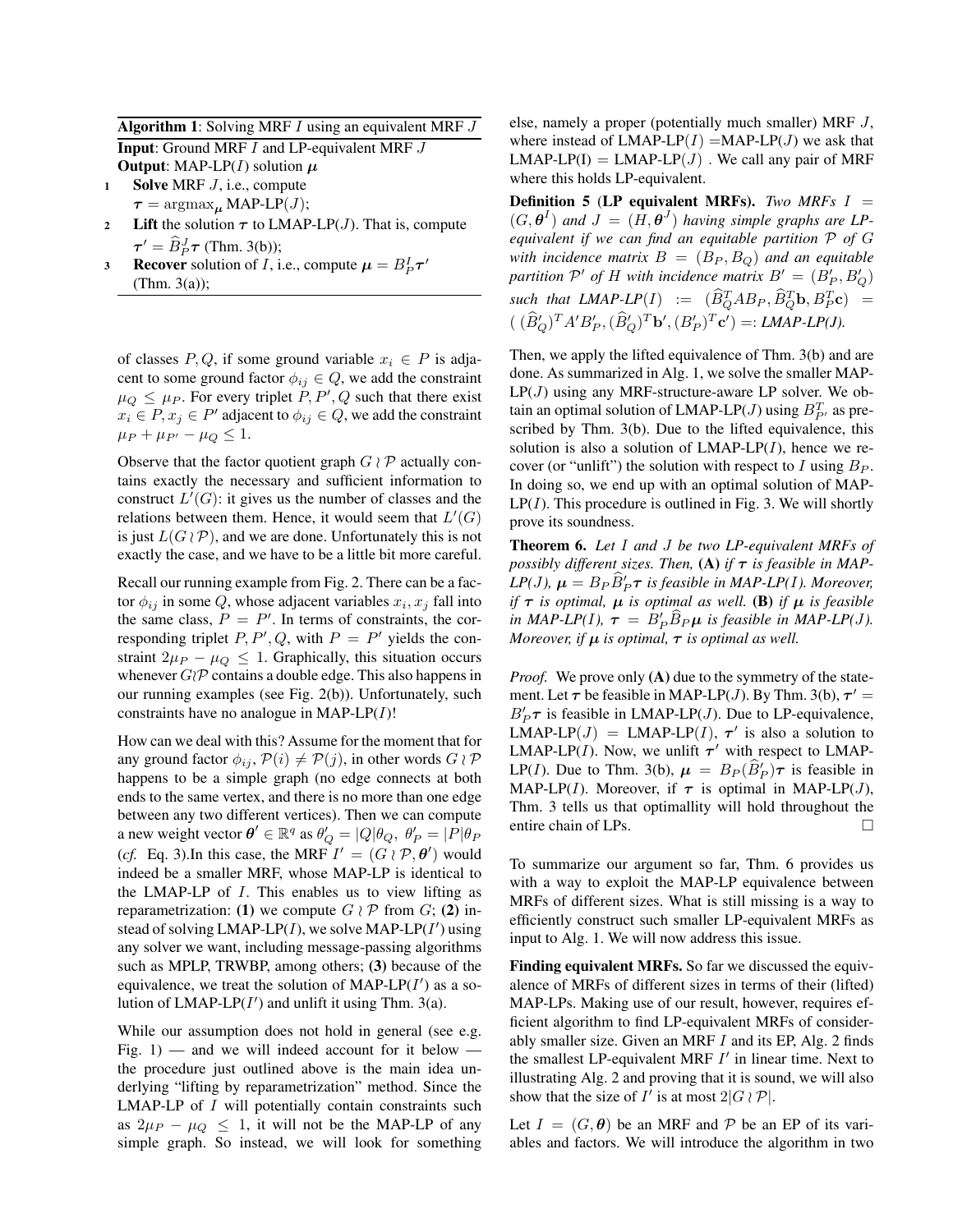**Algorithm 1**: Solving MRF $I$ using an equivalent MRF $J$

**Input**: Ground MRF $I$ and LP-equivalent MRF $J$
**Output**: MAP-LP($I$) solution $\boldsymbol{\mu}$

1. **Solve** MRF $J$, i.e., compute $\boldsymbol{\tau} = \text{argmax}_{\boldsymbol{\mu}}$ MAP-LP($J$);
2. **Lift** the solution $\boldsymbol{\tau}$ to LMAP-LP($J$). That is, compute $\boldsymbol{\tau}' = \widehat{B}^J_P \boldsymbol{\tau}$ (Thm. 3(b));
3. **Recover** solution of $I$, i.e., compute $\boldsymbol{\mu} = B^I_P \boldsymbol{\tau}'$ (Thm. 3(a));

of classes $P, Q$, if some ground variable $x_i \in P$ is adjacent to some ground factor $\phi_{ij} \in Q$, we add the constraint $\mu_Q \leq \mu_P$. For every triplet $P, P', Q$ such that there exist $x_i \in P, x_j \in P'$ adjacent to $\phi_{ij} \in Q$, we add the constraint $\mu_P + \mu_{P'} - \mu_Q \leq 1$.

Observe that the factor quotient graph $G \wr \mathcal{P}$ actually contains exactly the necessary and sufficient information to construct $L'(G)$: it gives us the number of classes and the relations between them. Hence, it would seem that $L'(G)$ is just $L(G \wr \mathcal{P})$, and we are done. Unfortunately this is not exactly the case, and we have to be a little bit more careful.

Recall our running example from Fig. 2. There can be a factor $\phi_{ij}$ in some $Q$, whose adjacent variables $x_i, x_j$ fall into the same class, $P = P'$. In terms of constraints, the corresponding triplet $P, P', Q$, with $P = P'$ yields the constraint $2\mu_P - \mu_Q \leq 1$. Graphically, this situation occurs whenever $G \wr \mathcal{P}$ contains a double edge. This also happens in our running examples (see Fig. 2(b)). Unfortunately, such constraints have no analogue in MAP-LP($I$)!

How can we deal with this? Assume for the moment that for any ground factor $\phi_{ij}$, $\mathcal{P}(i) \neq \mathcal{P}(j)$, in other words $G \wr \mathcal{P}$ happens to be a simple graph (no edge connects at both ends to the same vertex, and there is no more than one edge between any two different vertices). Then we can compute a new weight vector $\boldsymbol{\theta}' \in \mathbb{R}^q$ as $\theta'_Q = |Q|\theta_Q$, $\theta'_P = |P|\theta_P$ (*cf.* Eq. 3).In this case, the MRF $I' = (G \wr \mathcal{P}, \boldsymbol{\theta}')$ would indeed be a smaller MRF, whose MAP-LP is identical to the LMAP-LP of $I$. This enables us to view lifting as reparametrization: **(1)** we compute $G \wr \mathcal{P}$ from $G$; **(2)** instead of solving LMAP-LP($I$), we solve MAP-LP($I'$) using any solver we want, including message-passing algorithms such as MPLP, TRWBP, among others; **(3)** because of the equivalence, we treat the solution of MAP-LP($I'$) as a solution of LMAP-LP($I'$) and unlift it using Thm. 3(a).

While our assumption does not hold in general (see e.g. Fig. 1) — and we will indeed account for it below — the procedure just outlined above is the main idea underlying "lifting by reparametrization" method. Since the LMAP-LP of $I$ will potentially contain constraints such as $2\mu_P - \mu_Q \leq 1$, it will not be the MAP-LP of any simple graph. So instead, we will look for something else, namely a proper (potentially much smaller) MRF $J$, where instead of LMAP-LP($I$) =MAP-LP($J$) we ask that LMAP-LP(I) = LMAP-LP($J$) . We call any pair of MRF where this holds LP-equivalent.

**Definition 5 (LP equivalent MRFs).** *Two MRFs $I = (G, \boldsymbol{\theta}^I)$ and $J = (H, \boldsymbol{\theta}^J)$ having simple graphs are LP-equivalent if we can find an equitable partition $\mathcal{P}$ of $G$ with incidence matrix $B = (B_P, B_Q)$ and an equitable partition $\mathcal{P}'$ of $H$ with incidence matrix $B' = (B'_P, B'_Q)$ such that LMAP-LP($I$) $:= (\widehat{B}^T_Q A B_P, \widehat{B}^T_Q \mathbf{b}, B^T_P \mathbf{c}) = ((\widehat{B}'_Q)^T A' B'_P, (\widehat{B}'_Q)^T \mathbf{b}', (B'_P)^T \mathbf{c}') =:$ LMAP-LP(J).*

Then, we apply the lifted equivalence of Thm. 3(b) and are done. As summarized in Alg. 1, we solve the smaller MAP-LP($J$) using any MRF-structure-aware LP solver. We obtain an optimal solution of LMAP-LP($J$) using $B^T_{P'}$ as prescribed by Thm. 3(b). Due to the lifted equivalence, this solution is also a solution of LMAP-LP($I$), hence we recover (or "unlift") the solution with respect to $I$ using $B_P$. In doing so, we end up with an optimal solution of MAP-LP($I$). This procedure is outlined in Fig. 3. We will shortly prove its soundness.

**Theorem 6.** *Let $I$ and $J$ be two LP-equivalent MRFs of possibly different sizes. Then,* **(A)** *if $\boldsymbol{\tau}$ is feasible in MAP-LP($J$), $\boldsymbol{\mu} = B_P \widehat{B}'_P \boldsymbol{\tau}$ is feasible in MAP-LP($I$). Moreover, if $\boldsymbol{\tau}$ is optimal, $\boldsymbol{\mu}$ is optimal as well.* **(B)** *if $\boldsymbol{\mu}$ is feasible in MAP-LP($I$), $\boldsymbol{\tau} = B'_P \widehat{B}_P \boldsymbol{\mu}$ is feasible in MAP-LP($J$). Moreover, if $\boldsymbol{\mu}$ is optimal, $\boldsymbol{\tau}$ is optimal as well.*

*Proof.* We prove only **(A)** due to the symmetry of the statement. Let $\boldsymbol{\tau}$ be feasible in MAP-LP($J$). By Thm. 3(b), $\boldsymbol{\tau}' = B'_P \boldsymbol{\tau}$ is feasible in LMAP-LP($J$). Due to LP-equivalence, LMAP-LP($J$) $=$ LMAP-LP($I$), $\boldsymbol{\tau}'$ is also a solution to LMAP-LP($I$). Now, we unlift $\boldsymbol{\tau}'$ with respect to LMAP-LP($I$). Due to Thm. 3(b), $\boldsymbol{\mu} = B_P(\widehat{B}'_P)\boldsymbol{\tau}$ is feasible in MAP-LP($I$). Moreover, if $\boldsymbol{\tau}$ is optimal in MAP-LP($J$), Thm. 3 tells us that optimallity will hold throughout the entire chain of LPs. $\square$

To summarize our argument so far, Thm. 6 provides us with a way to exploit the MAP-LP equivalence between MRFs of different sizes. What is still missing is a way to efficiently construct such smaller LP-equivalent MRFs as input to Alg. 1. We will now address this issue.

**Finding equivalent MRFs.** So far we discussed the equivalence of MRFs of different sizes in terms of their (lifted) MAP-LPs. Making use of our result, however, requires efficient algorithm to find LP-equivalent MRFs of considerably smaller size. Given an MRF $I$ and its EP, Alg. 2 finds the smallest LP-equivalent MRF $I'$ in linear time. Next to illustrating Alg. 2 and proving that it is sound, we will also show that the size of $I'$ is at most $2|G \wr \mathcal{P}|$.

Let $I = (G, \boldsymbol{\theta})$ be an MRF and $\mathcal{P}$ be an EP of its variables and factors. We will introduce the algorithm in two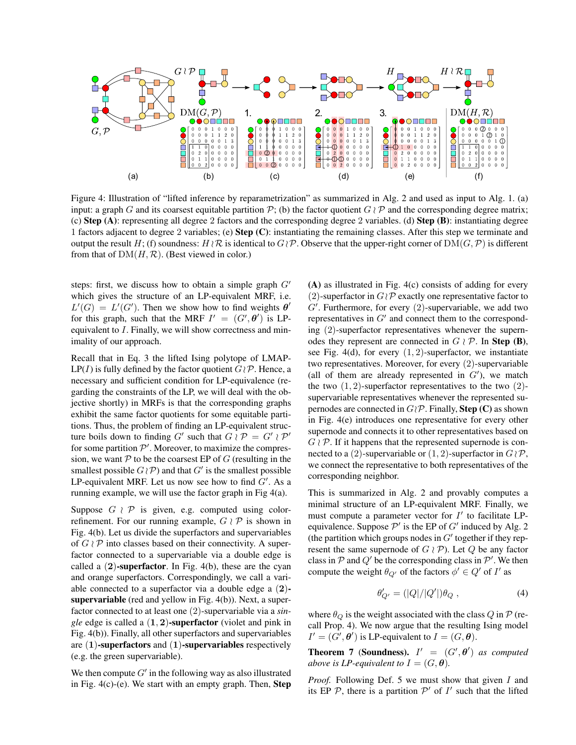Figure 4: Illustration of "lifted inference by reparametrization" as summarized in Alg. 2 and used as input to Alg. 1. (a) input: a graph $G$ and its coarsest equitable partition $\mathcal{P}$; (b) the factor quotient $G \wr \mathcal{P}$ and the corresponding degree matrix; (c) **Step (A)**: representing all degree 2 factors and the corresponding degree 2 variables. (d) **Step (B)**: instantiating degree 1 factors adjacent to degree 2 variables; (e) **Step (C)**: instantiating the remaining classes. After this step we terminate and output the result $H$; (f) soundness: $H \wr \mathcal{R}$ is identical to $G \wr \mathcal{P}$. Observe that the upper-right corner of $\mathrm{DM}(G, \mathcal{P})$ is different from that of $\mathrm{DM}(H, \mathcal{R})$. (Best viewed in color.)

steps: first, we discuss how to obtain a simple graph $G'$ which gives the structure of an LP-equivalent MRF, i.e. $L'(G) = L'(G')$. Then we show how to find weights $\boldsymbol{\theta}'$ for this graph, such that the MRF $I' = (G', \boldsymbol{\theta}')$ is LP-equivalent to $I$. Finally, we will show correctness and minimality of our approach.

Recall that in Eq. 3 the lifted Ising polytope of LMAP-LP($I$) is fully defined by the factor quotient $G \wr \mathcal{P}$. Hence, a necessary and sufficient condition for LP-equivalence (regarding the constraints of the LP, we will deal with the objective shortly) in MRFs is that the corresponding graphs exhibit the same factor quotients for some equitable partitions. Thus, the problem of finding an LP-equivalent structure boils down to finding $G'$ such that $G \wr \mathcal{P} = G' \wr \mathcal{P}'$ for some partition $\mathcal{P}'$. Moreover, to maximize the compression, we want $\mathcal{P}$ to be the coarsest EP of $G$ (resulting in the smallest possible $G \wr \mathcal{P}$) and that $G'$ is the smallest possible LP-equivalent MRF. Let us now see how to find $G'$. As a running example, we will use the factor graph in Fig 4(a).

Suppose $G \wr \mathcal{P}$ is given, e.g. computed using color-refinement. For our running example, $G \wr \mathcal{P}$ is shown in Fig. 4(b). Let us divide the superfactors and supervariables of $G \wr \mathcal{P}$ into classes based on their connectivity. A superfactor connected to a supervariable via a double edge is called a $(\mathbf{2})$**-superfactor**. In Fig. 4(b), these are the cyan and orange superfactors. Correspondingly, we call a variable connected to a superfactor via a double edge a $(\mathbf{2})$**-supervariable** (red and yellow in Fig. 4(b)). Next, a superfactor connected to at least one $(2)$-supervariable via a *single* edge is called a $(\mathbf{1}, \mathbf{2})$**-superfactor** (violet and pink in Fig. 4(b)). Finally, all other superfactors and supervariables are $(\mathbf{1})$**-superfactors** and $(\mathbf{1})$**-supervariables** respectively (e.g. the green supervariable).

We then compute $G'$ in the following way as also illustrated in Fig. 4(c)-(e). We start with an empty graph. Then, **Step (A)** as illustrated in Fig. 4(c) consists of adding for every $(2)$-superfactor in $G \wr \mathcal{P}$ exactly one representative factor to $G'$. Furthermore, for every $(2)$-supervariable, we add two representatives in $G'$ and connect them to the corresponding $(2)$-superfactor representatives whenever the supernodes they represent are connected in $G \wr \mathcal{P}$. In **Step (B)**, see Fig. 4(d), for every $(1, 2)$-superfactor, we instantiate two representatives. Moreover, for every $(2)$-supervariable (all of them are already represented in $G'$), we match the two $(1, 2)$-superfactor representatives to the two $(2)$-supervariable representatives whenever the represented supernodes are connected in $G \wr \mathcal{P}$. Finally, **Step (C)** as shown in Fig. 4(e) introduces one representative for every other supernode and connects it to other representatives based on $G \wr \mathcal{P}$. If it happens that the represented supernode is connected to a $(2)$-supervariable or $(1, 2)$-superfactor in $G \wr \mathcal{P}$, we connect the representative to both representatives of the corresponding neighbor.

This is summarized in Alg. 2 and provably computes a minimal structure of an LP-equivalent MRF. Finally, we must compute a parameter vector for $I'$ to facilitate LP-equivalence. Suppose $\mathcal{P}'$ is the EP of $G'$ induced by Alg. 2 (the partition which groups nodes in $G'$ together if they represent the same supernode of $G \wr \mathcal{P}$). Let $Q$ be any factor class in $\mathcal{P}$ and $Q'$ be the corresponding class in $\mathcal{P}'$. We then compute the weight $\theta_{Q'}$ of the factors $\phi' \in Q'$ of $I'$ as

$$\theta'_{Q'} = (|Q|/|Q'|)\theta_Q \; , \tag{4}$$

where $\theta_Q$ is the weight associated with the class $Q$ in $\mathcal{P}$ (recall Prop. 4). We now argue that the resulting Ising model $I' = (G', \boldsymbol{\theta}')$ is LP-equivalent to $I = (G, \boldsymbol{\theta})$.

**Theorem 7 (Soundness).** *$I' = (G', \boldsymbol{\theta}')$ as computed above is LP-equivalent to $I = (G, \boldsymbol{\theta})$.*

*Proof.* Following Def. 5 we must show that given $I$ and its EP $\mathcal{P}$, there is a partition $\mathcal{P}'$ of $I'$ such that the lifted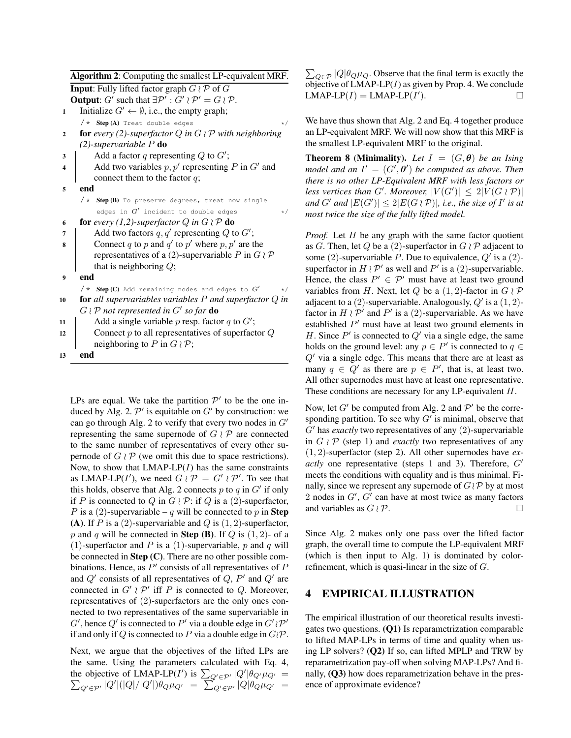**Algorithm 2**: Computing the smallest LP-equivalent MRF.

**Input**: Fully lifted factor graph $G \wr \mathcal{P}$ of $G$
**Output**: $G'$ such that $\exists \mathcal{P}' : G' \wr \mathcal{P}' = G \wr \mathcal{P}$.

```
1   Initialize G' ← ∅, i.e., the empty graph;
    /* Step (A) Treat double edges */
2   for every (2)-superfactor Q in G≀P with neighboring (2)-supervariable P do
3       Add a factor q representing Q to G';
4       Add two variables p, p' representing P in G' and connect them to the factor q;
5   end
    /* Step (B) To preserve degrees, treat now single edges in G' incident to double edges */
6   for every (1,2)-superfactor Q in G≀P do
7       Add two factors q, q' representing Q to G';
8       Connect q to p and q' to p' where p, p' are the representatives of a (2)-supervariable P in G≀P that is neighboring Q;
9   end
    /* Step (C) Add remaining nodes and edges to G' */
10  for all supervariables variables P and superfactor Q in G≀P not represented in G' so far do
11      Add a single variable p resp. factor q to G';
12      Connect p to all representatives of superfactor Q neighboring to P in G≀P;
13  end
```

LPs are equal. We take the partition $\mathcal{P}'$ to be the one induced by Alg. 2. $\mathcal{P}'$ is equitable on $G'$ by construction: we can go through Alg. 2 to verify that every two nodes in $G'$ representing the same supernode of $G \wr \mathcal{P}$ are connected to the same number of representatives of every other supernode of $G \wr \mathcal{P}$ (we omit this due to space restrictions). Now, to show that LMAP-LP($I$) has the same constraints as LMAP-LP($I'$), we need $G \wr \mathcal{P} = G' \wr \mathcal{P}'$. To see that this holds, observe that Alg. 2 connects $p$ to $q$ in $G'$ if only if $P$ is connected to $Q$ in $G \wr \mathcal{P}$: if $Q$ is a $(2)$-superfactor, $P$ is a $(2)$-supervariable – $q$ will be connected to $p$ in **Step (A)**. If $P$ is a $(2)$-supervariable and $Q$ is $(1,2)$-superfactor, $p$ and $q$ will be connected in **Step (B)**. If $Q$ is $(1,2)$- of a $(1)$-superfactor and $P$ is a $(1)$-supervariable, $p$ and $q$ will be connected in **Step (C)**. There are no other possible combinations. Hence, as $P'$ consists of all representatives of $P$ and $Q'$ consists of all representatives of $Q$, $P'$ and $Q'$ are connected in $G' \wr \mathcal{P}'$ iff $P$ is connected to $Q$. Moreover, representatives of $(2)$-superfactors are the only ones connected to two representatives of the same supervariable in $G'$, hence $Q'$ is connected to $P'$ via a double edge in $G' \wr \mathcal{P}'$ if and only if $Q$ is connected to $P$ via a double edge in $G \wr \mathcal{P}$.

Next, we argue that the objectives of the lifted LPs are the same. Using the parameters calculated with Eq. 4, the objective of LMAP-LP($I'$) is $\sum_{Q' \in \mathcal{P}'} |Q'| \theta_{Q'} \mu_{Q'} = \sum_{Q' \in \mathcal{P}'} |Q'| (|Q|/|Q'|) \theta_Q \mu_{Q'} = \sum_{Q' \in \mathcal{P}'} |Q| \theta_Q \mu_{Q'} = \sum_{Q \in \mathcal{P}} |Q| \theta_Q \mu_Q$. Observe that the final term is exactly the objective of LMAP-LP($I$) as given by Prop. 4. We conclude LMAP-LP($I$) = LMAP-LP($I'$). □

We have thus shown that Alg. 2 and Eq. 4 together produce an LP-equivalent MRF. We will now show that this MRF is the smallest LP-equivalent MRF to the original.

**Theorem 8** (**Minimality**). *Let $I = (G, \boldsymbol{\theta})$ be an Ising model and an $I' = (G', \boldsymbol{\theta}')$ be computed as above. Then there is no other LP-Equivalent MRF with less factors or less vertices than $G'$. Moreover, $|V(G')| \leq 2|V(G \wr \mathcal{P})|$ and $G'$ and $|E(G')| \leq 2|E(G \wr \mathcal{P})|$, i.e., the size of $I'$ is at most twice the size of the fully lifted model.*

*Proof.* Let $H$ be any graph with the same factor quotient as $G$. Then, let $Q$ be a $(2)$-superfactor in $G \wr \mathcal{P}$ adjacent to some $(2)$-supervariable $P$. Due to equivalence, $Q'$ is a $(2)$-superfactor in $H \wr \mathcal{P}'$ as well and $P'$ is a $(2)$-supervariable. Hence, the class $P' \in \mathcal{P}'$ must have at least two ground variables from $H$. Next, let $Q$ be a $(1,2)$-factor in $G \wr \mathcal{P}$ adjacent to a $(2)$-supervariable. Analogously, $Q'$ is a $(1,2)$-factor in $H \wr \mathcal{P}'$ and $P'$ is a $(2)$-supervariable. As we have established $P'$ must have at least two ground elements in $H$. Since $P'$ is connected to $Q'$ via a single edge, the same holds on the ground level: any $p \in P'$ is connected to $q \in Q'$ via a single edge. This means that there are at least as many $q \in Q'$ as there are $p \in P'$, that is, at least two. All other supernodes must have at least one representative. These conditions are necessary for any LP-equivalent $H$.

Now, let $G'$ be computed from Alg. 2 and $\mathcal{P}'$ be the corresponding partition. To see why $G'$ is minimal, observe that $G'$ has *exactly* two representatives of any $(2)$-supervariable in $G \wr \mathcal{P}$ (step 1) and *exactly* two representatives of any $(1,2)$-superfactor (step 2). All other supernodes have *exactly* one representative (steps 1 and 3). Therefore, $G'$ meets the conditions with equality and is thus minimal. Finally, since we represent any supernode of $G \wr \mathcal{P}$ by at most 2 nodes in $G'$, $G'$ can have at most twice as many factors and variables as $G \wr \mathcal{P}$. □

Since Alg. 2 makes only one pass over the lifted factor graph, the overall time to compute the LP-equivalent MRF (which is then input to Alg. 1) is dominated by color-refinement, which is quasi-linear in the size of $G$.

## 4 EMPIRICAL ILLUSTRATION

The empirical illustration of our theoretical results investigates two questions. **(Q1)** Is reparametrization comparable to lifted MAP-LPs in terms of time and quality when using LP solvers? **(Q2)** If so, can lifted MPLP and TRW by reparametrization pay-off when solving MAP-LPs? And finally, **(Q3)** how does reparametrization behave in the presence of approximate evidence?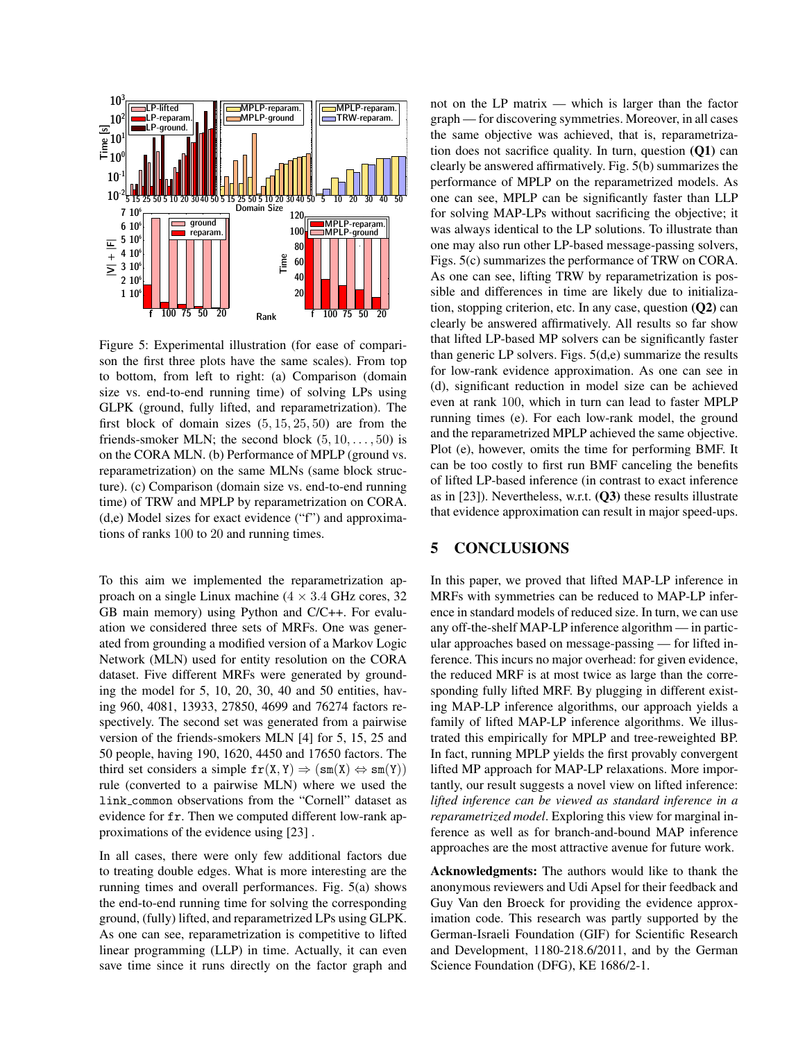Figure 5: Experimental illustration (for ease of comparison the first three plots have the same scales). From top to bottom, from left to right: (a) Comparison (domain size vs. end-to-end running time) of solving LPs using GLPK (ground, fully lifted, and reparametrization). The first block of domain sizes $(5, 15, 25, 50)$ are from the friends-smoker MLN; the second block $(5, 10, \ldots, 50)$ is on the CORA MLN. (b) Performance of MPLP (ground vs. reparametrization) on the same MLNs (same block structure). (c) Comparison (domain size vs. end-to-end running time) of TRW and MPLP by reparametrization on CORA. (d,e) Model sizes for exact evidence ("f") and approximations of ranks 100 to 20 and running times.

To this aim we implemented the reparametrization approach on a single Linux machine ($4 \times 3.4$ GHz cores, 32 GB main memory) using Python and C/C++. For evaluation we considered three sets of MRFs. One was generated from grounding a modified version of a Markov Logic Network (MLN) used for entity resolution on the CORA dataset. Five different MRFs were generated by grounding the model for 5, 10, 20, 30, 40 and 50 entities, having 960, 4081, 13933, 27850, 4699 and 76274 factors respectively. The second set was generated from a pairwise version of the friends-smokers MLN [4] for 5, 15, 25 and 50 people, having 190, 1620, 4450 and 17650 factors. The third set considers a simple $\mathtt{fr}(\mathtt{X}, \mathtt{Y}) \Rightarrow (\mathtt{sm}(\mathtt{X}) \Leftrightarrow \mathtt{sm}(\mathtt{Y}))$ rule (converted to a pairwise MLN) where we used the `link_common` observations from the "Cornell" dataset as evidence for `fr`. Then we computed different low-rank approximations of the evidence using [23] .

In all cases, there were only few additional factors due to treating double edges. What is more interesting are the running times and overall performances. Fig. 5(a) shows the end-to-end running time for solving the corresponding ground, (fully) lifted, and reparametrized LPs using GLPK. As one can see, reparametrization is competitive to lifted linear programming (LLP) in time. Actually, it can even save time since it runs directly on the factor graph and not on the LP matrix — which is larger than the factor graph — for discovering symmetries. Moreover, in all cases the same objective was achieved, that is, reparametrization does not sacrifice quality. In turn, question **(Q1)** can clearly be answered affirmatively. Fig. 5(b) summarizes the performance of MPLP on the reparametrized models. As one can see, MPLP can be significantly faster than LLP for solving MAP-LPs without sacrificing the objective; it was always identical to the LP solutions. To illustrate than one may also run other LP-based message-passing solvers, Figs. 5(c) summarizes the performance of TRW on CORA. As one can see, lifting TRW by reparametrization is possible and differences in time are likely due to initialization, stopping criterion, etc. In any case, question **(Q2)** can clearly be answered affirmatively. All results so far show that lifted LP-based MP solvers can be significantly faster than generic LP solvers. Figs. 5(d,e) summarize the results for low-rank evidence approximation. As one can see in (d), significant reduction in model size can be achieved even at rank 100, which in turn can lead to faster MPLP running times (e). For each low-rank model, the ground and the reparametrized MPLP achieved the same objective. Plot (e), however, omits the time for performing BMF. It can be too costly to first run BMF canceling the benefits of lifted LP-based inference (in contrast to exact inference as in [23]). Nevertheless, w.r.t. **(Q3)** these results illustrate that evidence approximation can result in major speed-ups.

## 5 CONCLUSIONS

In this paper, we proved that lifted MAP-LP inference in MRFs with symmetries can be reduced to MAP-LP inference in standard models of reduced size. In turn, we can use any off-the-shelf MAP-LP inference algorithm — in particular approaches based on message-passing — for lifted inference. This incurs no major overhead: for given evidence, the reduced MRF is at most twice as large than the corresponding fully lifted MRF. By plugging in different existing MAP-LP inference algorithms, our approach yields a family of lifted MAP-LP inference algorithms. We illustrated this empirically for MPLP and tree-reweighted BP. In fact, running MPLP yields the first provably convergent lifted MP approach for MAP-LP relaxations. More importantly, our result suggests a novel view on lifted inference: *lifted inference can be viewed as standard inference in a reparametrized model*. Exploring this view for marginal inference as well as for branch-and-bound MAP inference approaches are the most attractive avenue for future work.

**Acknowledgments:** The authors would like to thank the anonymous reviewers and Udi Apsel for their feedback and Guy Van den Broeck for providing the evidence approximation code. This research was partly supported by the German-Israeli Foundation (GIF) for Scientific Research and Development, 1180-218.6/2011, and by the German Science Foundation (DFG), KE 1686/2-1.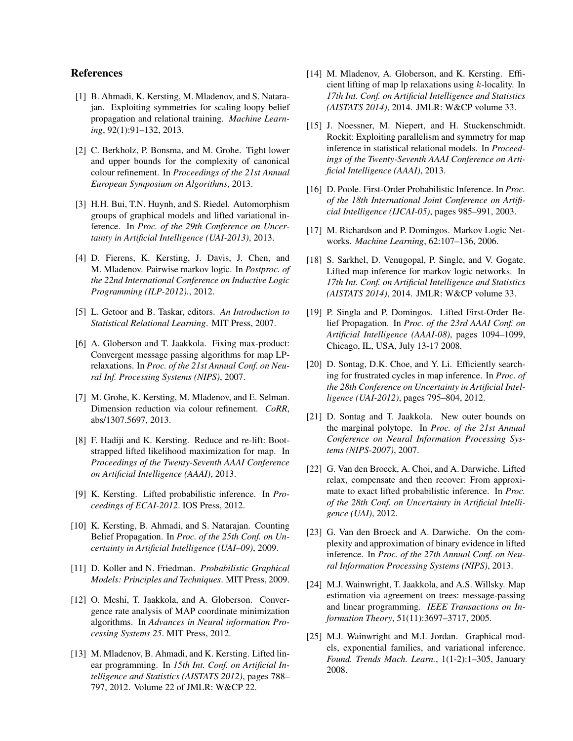## References

[1] B. Ahmadi, K. Kersting, M. Mladenov, and S. Natarajan. Exploiting symmetries for scaling loopy belief propagation and relational training. *Machine Learning*, 92(1):91–132, 2013.

[2] C. Berkholz, P. Bonsma, and M. Grohe. Tight lower and upper bounds for the complexity of canonical colour refinement. In *Proceedings of the 21st Annual European Symposium on Algorithms*, 2013.

[3] H.H. Bui, T.N. Huynh, and S. Riedel. Automorphism groups of graphical models and lifted variational inference. In *Proc. of the 29th Conference on Uncertainty in Artificial Intelligence (UAI-2013)*, 2013.

[4] D. Fierens, K. Kersting, J. Davis, J. Chen, and M. Mladenov. Pairwise markov logic. In *Postproc. of the 22nd International Conference on Inductive Logic Programming (ILP-2012).*, 2012.

[5] L. Getoor and B. Taskar, editors. *An Introduction to Statistical Relational Learning*. MIT Press, 2007.

[6] A. Globerson and T. Jaakkola. Fixing max-product: Convergent message passing algorithms for map LP-relaxations. In *Proc. of the 21st Annual Conf. on Neural Inf. Processing Systems (NIPS)*, 2007.

[7] M. Grohe, K. Kersting, M. Mladenov, and E. Selman. Dimension reduction via colour refinement. *CoRR*, abs/1307.5697, 2013.

[8] F. Hadiji and K. Kersting. Reduce and re-lift: Bootstrapped lifted likelihood maximization for map. In *Proceedings of the Twenty-Seventh AAAI Conference on Artificial Intelligence (AAAI)*, 2013.

[9] K. Kersting. Lifted probabilistic inference. In *Proceedings of ECAI-2012*. IOS Press, 2012.

[10] K. Kersting, B. Ahmadi, and S. Natarajan. Counting Belief Propagation. In *Proc. of the 25th Conf. on Uncertainty in Artificial Intelligence (UAI–09)*, 2009.

[11] D. Koller and N. Friedman. *Probabilistic Graphical Models: Principles and Techniques*. MIT Press, 2009.

[12] O. Meshi, T. Jaakkola, and A. Globerson. Convergence rate analysis of MAP coordinate minimization algorithms. In *Advances in Neural information Processing Systems 25*. MIT Press, 2012.

[13] M. Mladenov, B. Ahmadi, and K. Kersting. Lifted linear programming. In *15th Int. Conf. on Artificial Intelligence and Statistics (AISTATS 2012)*, pages 788–797, 2012. Volume 22 of JMLR: W&CP 22.

[14] M. Mladenov, A. Globerson, and K. Kersting. Efficient lifting of map lp relaxations using $k$-locality. In *17th Int. Conf. on Artificial Intelligence and Statistics (AISTATS 2014)*, 2014. JMLR: W&CP volume 33.

[15] J. Noessner, M. Niepert, and H. Stuckenschmidt. Rockit: Exploiting parallelism and symmetry for map inference in statistical relational models. In *Proceedings of the Twenty-Seventh AAAI Conference on Artificial Intelligence (AAAI)*, 2013.

[16] D. Poole. First-Order Probabilistic Inference. In *Proc. of the 18th International Joint Conference on Artificial Intelligence (IJCAI-05)*, pages 985–991, 2003.

[17] M. Richardson and P. Domingos. Markov Logic Networks. *Machine Learning*, 62:107–136, 2006.

[18] S. Sarkhel, D. Venugopal, P. Single, and V. Gogate. Lifted map inference for markov logic networks. In *17th Int. Conf. on Artificial Intelligence and Statistics (AISTATS 2014)*, 2014. JMLR: W&CP volume 33.

[19] P. Singla and P. Domingos. Lifted First-Order Belief Propagation. In *Proc. of the 23rd AAAI Conf. on Artificial Intelligence (AAAI-08)*, pages 1094–1099, Chicago, IL, USA, July 13-17 2008.

[20] D. Sontag, D.K. Choe, and Y. Li. Efficiently searching for frustrated cycles in map inference. In *Proc. of the 28th Conference on Uncertainty in Artificial Intelligence (UAI-2012)*, pages 795–804, 2012.

[21] D. Sontag and T. Jaakkola. New outer bounds on the marginal polytope. In *Proc. of the 21st Annual Conference on Neural Information Processing Systems (NIPS-2007)*, 2007.

[22] G. Van den Broeck, A. Choi, and A. Darwiche. Lifted relax, compensate and then recover: From approximate to exact lifted probabilistic inference. In *Proc. of the 28th Conf. on Uncertainty in Artificial Intelligence (UAI)*, 2012.

[23] G. Van den Broeck and A. Darwiche. On the complexity and approximation of binary evidence in lifted inference. In *Proc. of the 27th Annual Conf. on Neural Information Processing Systems (NIPS)*, 2013.

[24] M.J. Wainwright, T. Jaakkola, and A.S. Willsky. Map estimation via agreement on trees: message-passing and linear programming. *IEEE Transactions on Information Theory*, 51(11):3697–3717, 2005.

[25] M.J. Wainwright and M.I. Jordan. Graphical models, exponential families, and variational inference. *Found. Trends Mach. Learn.*, 1(1-2):1–305, January 2008.